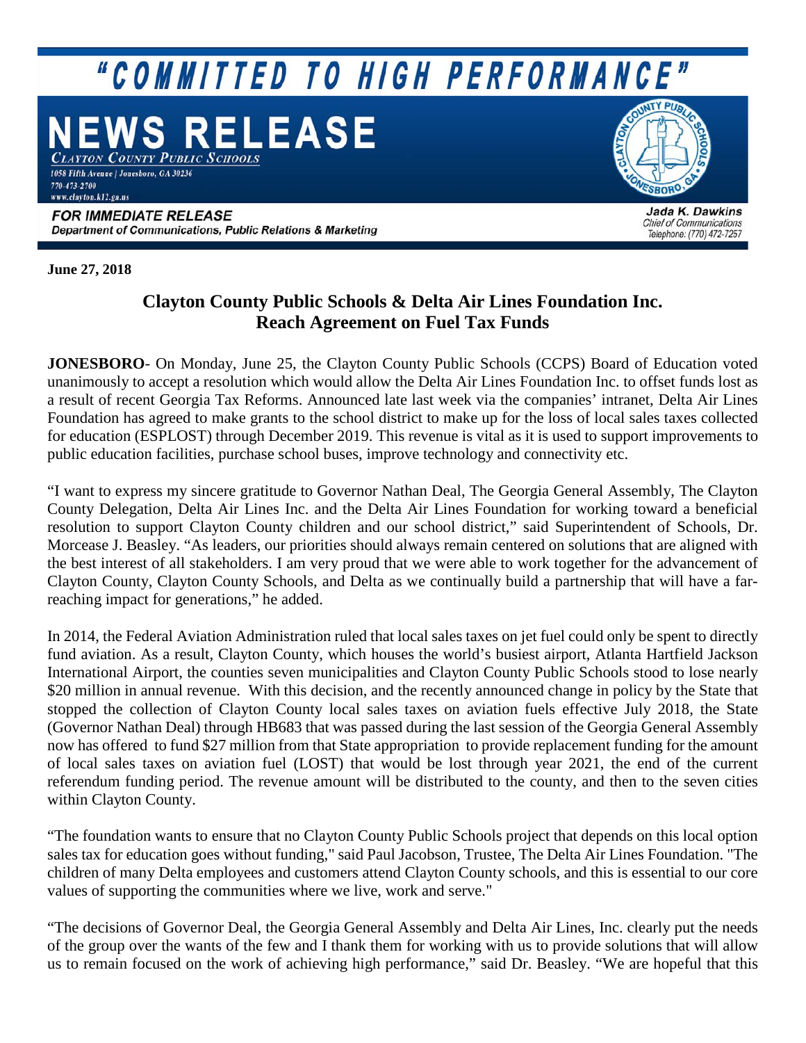# "COMMITTED TO HIGH PERFORMANCE"

# NEWS RELEASE

*Clayton County Public Schools*
1058 Fifth Avenue | Jonesboro, GA 30236
770-473-2700
www.clayton.k12.ga.us

**FOR IMMEDIATE RELEASE**
**Department of Communications, Public Relations & Marketing**

**Jada K. Dawkins**
*Chief of Communications*
*Telephone: (770) 472-7257*

**June 27, 2018**

## Clayton County Public Schools & Delta Air Lines Foundation Inc. Reach Agreement on Fuel Tax Funds

**JONESBORO**- On Monday, June 25, the Clayton County Public Schools (CCPS) Board of Education voted unanimously to accept a resolution which would allow the Delta Air Lines Foundation Inc. to offset funds lost as a result of recent Georgia Tax Reforms. Announced late last week via the companies' intranet, Delta Air Lines Foundation has agreed to make grants to the school district to make up for the loss of local sales taxes collected for education (ESPLOST) through December 2019. This revenue is vital as it is used to support improvements to public education facilities, purchase school buses, improve technology and connectivity etc.

"I want to express my sincere gratitude to Governor Nathan Deal, The Georgia General Assembly, The Clayton County Delegation, Delta Air Lines Inc. and the Delta Air Lines Foundation for working toward a beneficial resolution to support Clayton County children and our school district," said Superintendent of Schools, Dr. Morcease J. Beasley. "As leaders, our priorities should always remain centered on solutions that are aligned with the best interest of all stakeholders. I am very proud that we were able to work together for the advancement of Clayton County, Clayton County Schools, and Delta as we continually build a partnership that will have a far-reaching impact for generations," he added.

In 2014, the Federal Aviation Administration ruled that local sales taxes on jet fuel could only be spent to directly fund aviation. As a result, Clayton County, which houses the world's busiest airport, Atlanta Hartfield Jackson International Airport, the counties seven municipalities and Clayton County Public Schools stood to lose nearly $20 million in annual revenue. With this decision, and the recently announced change in policy by the State that stopped the collection of Clayton County local sales taxes on aviation fuels effective July 2018, the State (Governor Nathan Deal) through HB683 that was passed during the last session of the Georgia General Assembly now has offered to fund $27 million from that State appropriation to provide replacement funding for the amount of local sales taxes on aviation fuel (LOST) that would be lost through year 2021, the end of the current referendum funding period. The revenue amount will be distributed to the county, and then to the seven cities within Clayton County.

"The foundation wants to ensure that no Clayton County Public Schools project that depends on this local option sales tax for education goes without funding," said Paul Jacobson, Trustee, The Delta Air Lines Foundation. "The children of many Delta employees and customers attend Clayton County schools, and this is essential to our core values of supporting the communities where we live, work and serve."

"The decisions of Governor Deal, the Georgia General Assembly and Delta Air Lines, Inc. clearly put the needs of the group over the wants of the few and I thank them for working with us to provide solutions that will allow us to remain focused on the work of achieving high performance," said Dr. Beasley. "We are hopeful that this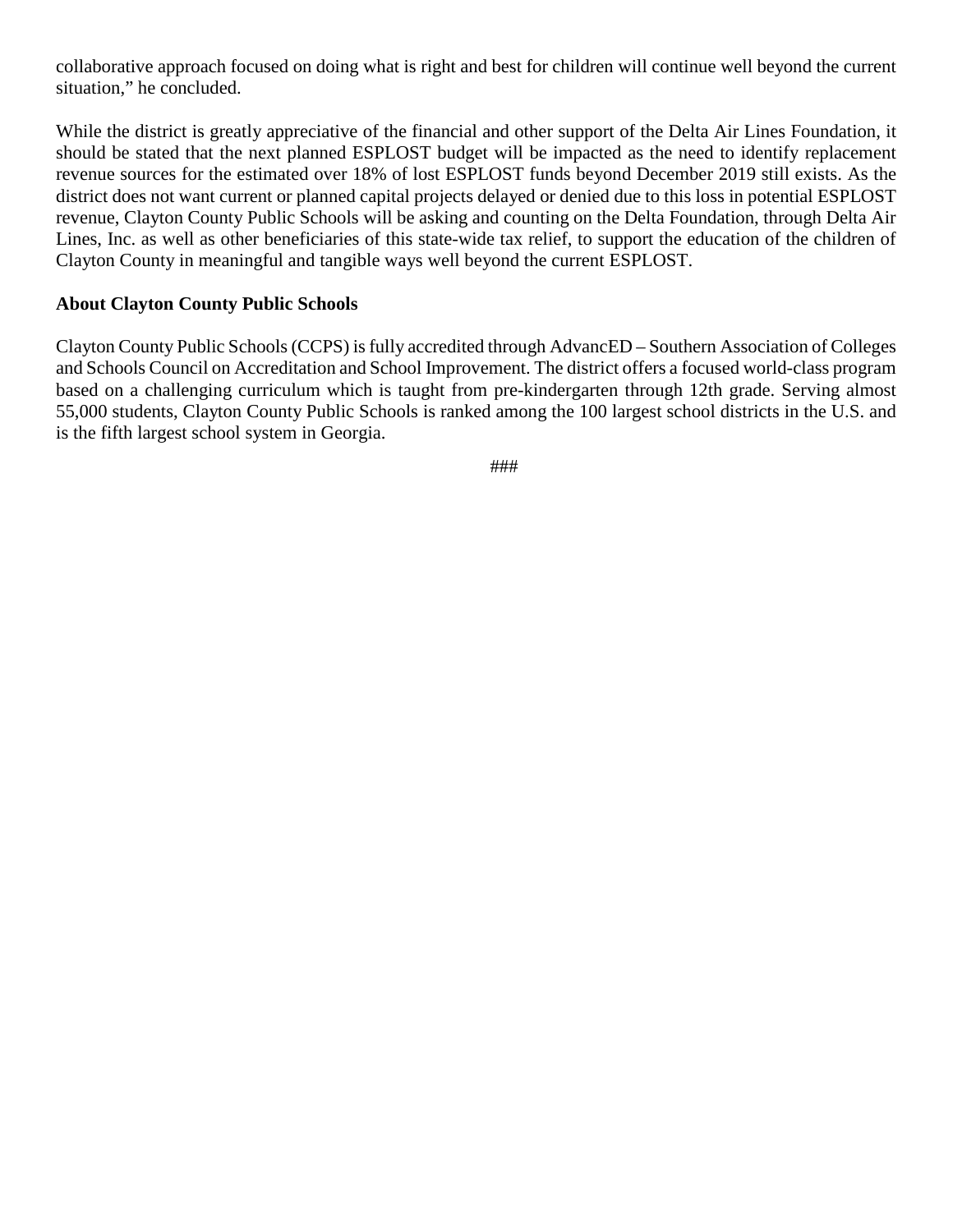collaborative approach focused on doing what is right and best for children will continue well beyond the current situation," he concluded.

While the district is greatly appreciative of the financial and other support of the Delta Air Lines Foundation, it should be stated that the next planned ESPLOST budget will be impacted as the need to identify replacement revenue sources for the estimated over 18% of lost ESPLOST funds beyond December 2019 still exists. As the district does not want current or planned capital projects delayed or denied due to this loss in potential ESPLOST revenue, Clayton County Public Schools will be asking and counting on the Delta Foundation, through Delta Air Lines, Inc. as well as other beneficiaries of this state-wide tax relief, to support the education of the children of Clayton County in meaningful and tangible ways well beyond the current ESPLOST.

**About Clayton County Public Schools**

Clayton County Public Schools (CCPS) is fully accredited through AdvancED – Southern Association of Colleges and Schools Council on Accreditation and School Improvement. The district offers a focused world-class program based on a challenging curriculum which is taught from pre-kindergarten through 12th grade. Serving almost 55,000 students, Clayton County Public Schools is ranked among the 100 largest school districts in the U.S. and is the fifth largest school system in Georgia.

###